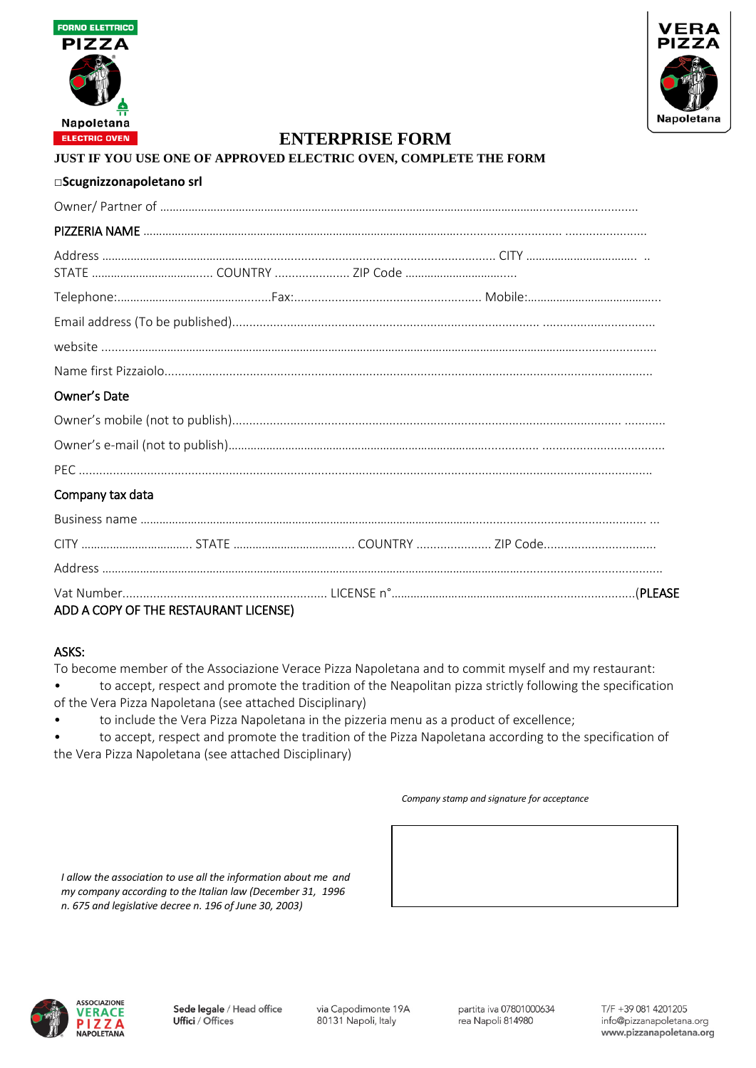FORNO ELETTRICO PIZZA Napoletana ELECTRIC OVEN

VERA PIZZA Napoletana

# ENTERPRISE FORM

**JUST IF YOU USE ONE OF APPROVED ELECTRIC OVEN, COMPLETE THE FORM**

□**Scugnizzonapoletano srl**

Owner/ Partner of .............................................................................................................................................

PIZZERIA NAME ...................................................................................................................................

Address ............................................................................................................ CITY ................................. ..
STATE ..................................... COUNTRY ...................... ZIP Code .................................

Telephone:................................................Fax:...................................................... Mobile:.........................................

Email address (To be published).................................................................................................................

website ...........................................................................................................................................................

Name first Pizzaiolo........................................................................................................................................

Owner's Date

Owner's mobile (not to publish)..................................................................................................................

Owner's e-mail (not to publish)....................................................................................................................

PEC .................................................................................................................................................................

Company tax data

Business name .................................................................................................................................................

CITY .................................. STATE ..................................... COUNTRY ...................... ZIP Code.................................

Address ..........................................................................................................................................................

Vat Number............................................................ LICENSE n°..........................................................................(PLEASE ADD A COPY OF THE RESTAURANT LICENSE)

ASKS:

To become member of the Associazione Verace Pizza Napoletana and to commit myself and my restaurant:

- to accept, respect and promote the tradition of the Neapolitan pizza strictly following the specification of the Vera Pizza Napoletana (see attached Disciplinary)
- to include the Vera Pizza Napoletana in the pizzeria menu as a product of excellence;
- to accept, respect and promote the tradition of the Pizza Napoletana according to the specification of the Vera Pizza Napoletana (see attached Disciplinary)

*Company stamp and signature for acceptance*

*I allow the association to use all the information about me and my company according to the Italian law (December 31, 1996 n. 675 and legislative decree n. 196 of June 30, 2003)*

ASSOCIAZIONE VERACE PIZZA NAPOLETANA

Sede legale / Head office
Uffici / Offices

via Capodimonte 19A
80131 Napoli, Italy

partita iva 07801000634
rea Napoli 814980

T/F +39 081 4201205
info@pizzanapoletana.org
www.pizzanapoletana.org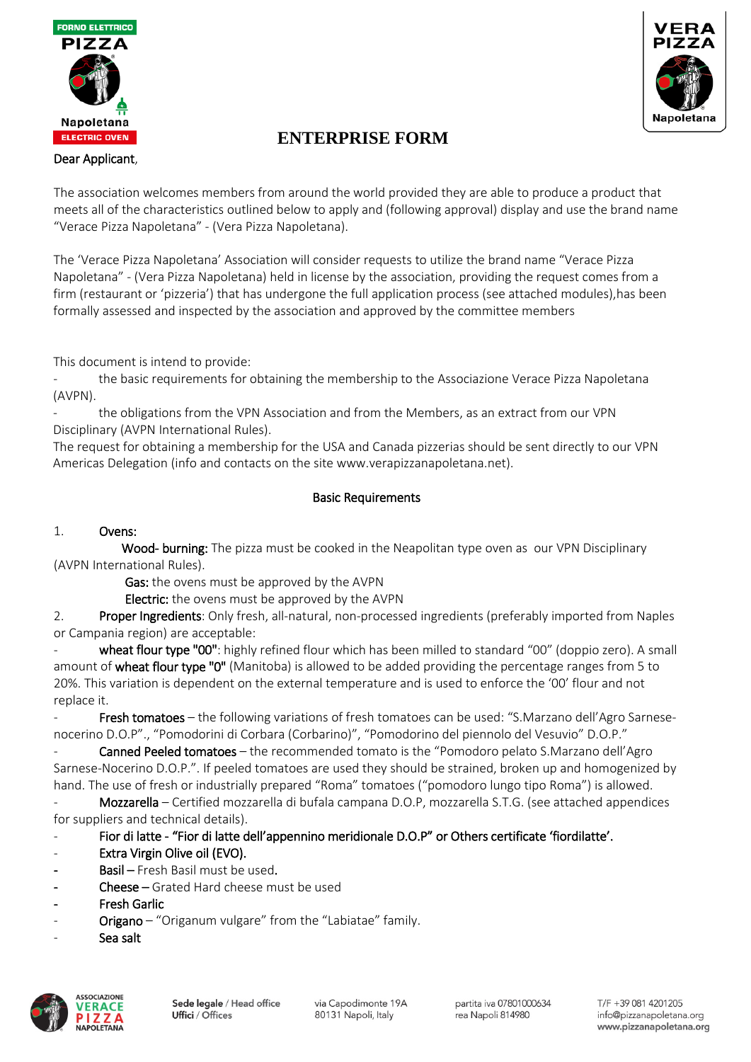# ENTERPRISE FORM

Dear Applicant,

The association welcomes members from around the world provided they are able to produce a product that meets all of the characteristics outlined below to apply and (following approval) display and use the brand name "Verace Pizza Napoletana" - (Vera Pizza Napoletana).

The 'Verace Pizza Napoletana' Association will consider requests to utilize the brand name "Verace Pizza Napoletana" - (Vera Pizza Napoletana) held in license by the association, providing the request comes from a firm (restaurant or 'pizzeria') that has undergone the full application process (see attached modules),has been formally assessed and inspected by the association and approved by the committee members

This document is intend to provide:

- the basic requirements for obtaining the membership to the Associazione Verace Pizza Napoletana (AVPN).
- the obligations from the VPN Association and from the Members, as an extract from our VPN Disciplinary (AVPN International Rules).

The request for obtaining a membership for the USA and Canada pizzerias should be sent directly to our VPN Americas Delegation (info and contacts on the site www.verapizzanapoletana.net).

## Basic Requirements

1. **Ovens:**

   **Wood- burning:** The pizza must be cooked in the Neapolitan type oven as our VPN Disciplinary (AVPN International Rules).

   **Gas:** the ovens must be approved by the AVPN

   **Electric:** the ovens must be approved by the AVPN

2. **Proper Ingredients**: Only fresh, all-natural, non-processed ingredients (preferably imported from Naples or Campania region) are acceptable:

- **wheat flour type "00"**: highly refined flour which has been milled to standard "00" (doppio zero). A small amount of **wheat flour type "0"** (Manitoba) is allowed to be added providing the percentage ranges from 5 to 20%. This variation is dependent on the external temperature and is used to enforce the '00' flour and not replace it.
- **Fresh tomatoes** – the following variations of fresh tomatoes can be used: "S.Marzano dell'Agro Sarnese-nocerino D.O.P"., "Pomodorini di Corbara (Corbarino)", "Pomodorino del piennolo del Vesuvio" D.O.P."
- **Canned Peeled tomatoes** – the recommended tomato is the "Pomodoro pelato S.Marzano dell'Agro Sarnese-Nocerino D.O.P.". If peeled tomatoes are used they should be strained, broken up and homogenized by hand. The use of fresh or industrially prepared "Roma" tomatoes ("pomodoro lungo tipo Roma") is allowed.
- **Mozzarella** – Certified mozzarella di bufala campana D.O.P, mozzarella S.T.G. (see attached appendices for suppliers and technical details).
- **Fior di latte - "Fior di latte dell'appennino meridionale D.O.P" or Others certificate 'fiordilatte'.**
- **Extra Virgin Olive oil (EVO).**
- **Basil** – Fresh Basil must be used.
- **Cheese** – Grated Hard cheese must be used
- **Fresh Garlic**
- **Origano** – "Origanum vulgare" from the "Labiatae" family.
- **Sea salt**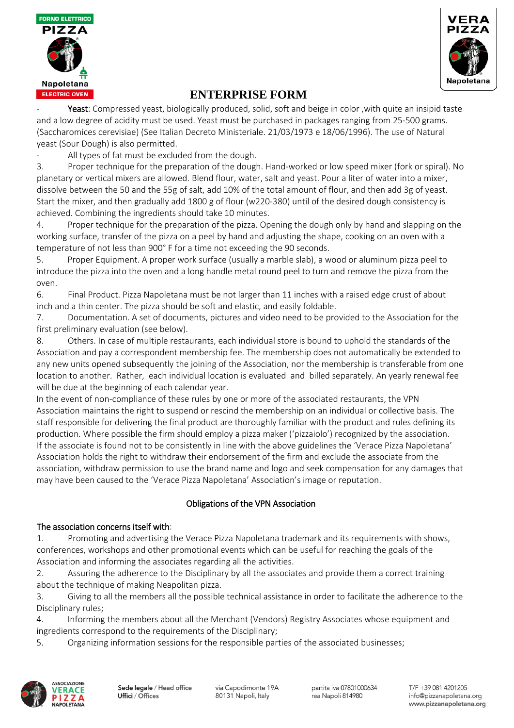# ENTERPRISE FORM

- **Yeast**: Compressed yeast, biologically produced, solid, soft and beige in color ,with quite an insipid taste and a low degree of acidity must be used. Yeast must be purchased in packages ranging from 25-500 grams. (Saccharomices cerevisiae) (See Italian Decreto Ministeriale. 21/03/1973 e 18/06/1996). The use of Natural yeast (Sour Dough) is also permitted.
- All types of fat must be excluded from the dough.

3. Proper technique for the preparation of the dough. Hand-worked or low speed mixer (fork or spiral). No planetary or vertical mixers are allowed. Blend flour, water, salt and yeast. Pour a liter of water into a mixer, dissolve between the 50 and the 55g of salt, add 10% of the total amount of flour, and then add 3g of yeast. Start the mixer, and then gradually add 1800 g of flour (w220-380) until of the desired dough consistency is achieved. Combining the ingredients should take 10 minutes.
4. Proper technique for the preparation of the pizza. Opening the dough only by hand and slapping on the working surface, transfer of the pizza on a peel by hand and adjusting the shape, cooking on an oven with a temperature of not less than 900° F for a time not exceeding the 90 seconds.
5. Proper Equipment. A proper work surface (usually a marble slab), a wood or aluminum pizza peel to introduce the pizza into the oven and a long handle metal round peel to turn and remove the pizza from the oven.
6. Final Product. Pizza Napoletana must be not larger than 11 inches with a raised edge crust of about inch and a thin center. The pizza should be soft and elastic, and easily foldable.
7. Documentation. A set of documents, pictures and video need to be provided to the Association for the first preliminary evaluation (see below).
8. Others. In case of multiple restaurants, each individual store is bound to uphold the standards of the Association and pay a correspondent membership fee. The membership does not automatically be extended to any new units opened subsequently the joining of the Association, nor the membership is transferable from one location to another. Rather, each individual location is evaluated and billed separately. An yearly renewal fee will be due at the beginning of each calendar year.

In the event of non-compliance of these rules by one or more of the associated restaurants, the VPN Association maintains the right to suspend or rescind the membership on an individual or collective basis. The staff responsible for delivering the final product are thoroughly familiar with the product and rules defining its production. Where possible the firm should employ a pizza maker ('pizzaiolo') recognized by the association.
If the associate is found not to be consistently in line with the above guidelines the 'Verace Pizza Napoletana' Association holds the right to withdraw their endorsement of the firm and exclude the associate from the association, withdraw permission to use the brand name and logo and seek compensation for any damages that may have been caused to the 'Verace Pizza Napoletana' Association's image or reputation.

## Obligations of the VPN Association

**The association concerns itself with**:

1. Promoting and advertising the Verace Pizza Napoletana trademark and its requirements with shows, conferences, workshops and other promotional events which can be useful for reaching the goals of the Association and informing the associates regarding all the activities.
2. Assuring the adherence to the Disciplinary by all the associates and provide them a correct training about the technique of making Neapolitan pizza.
3. Giving to all the members all the possible technical assistance in order to facilitate the adherence to the Disciplinary rules;
4. Informing the members about all the Merchant (Vendors) Registry Associates whose equipment and ingredients correspond to the requirements of the Disciplinary;
5. Organizing information sessions for the responsible parties of the associated businesses;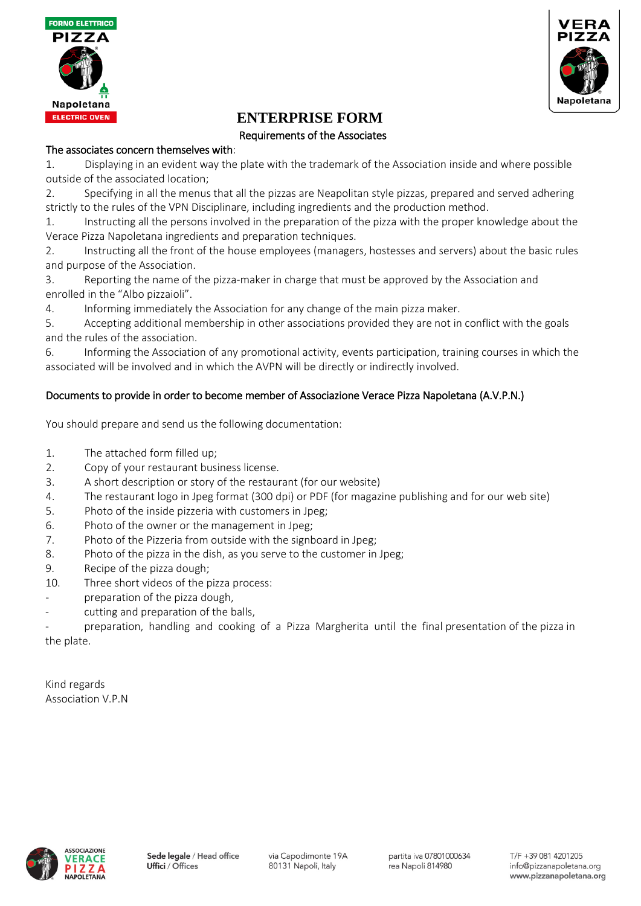# ENTERPRISE FORM

Requirements of the Associates

The associates concern themselves with:

1. Displaying in an evident way the plate with the trademark of the Association inside and where possible outside of the associated location;
2. Specifying in all the menus that all the pizzas are Neapolitan style pizzas, prepared and served adhering strictly to the rules of the VPN Disciplinare, including ingredients and the production method.
1. Instructing all the persons involved in the preparation of the pizza with the proper knowledge about the Verace Pizza Napoletana ingredients and preparation techniques.
2. Instructing all the front of the house employees (managers, hostesses and servers) about the basic rules and purpose of the Association.
3. Reporting the name of the pizza-maker in charge that must be approved by the Association and enrolled in the "Albo pizzaioli".
4. Informing immediately the Association for any change of the main pizza maker.
5. Accepting additional membership in other associations provided they are not in conflict with the goals and the rules of the association.
6. Informing the Association of any promotional activity, events participation, training courses in which the associated will be involved and in which the AVPN will be directly or indirectly involved.

Documents to provide in order to become member of Associazione Verace Pizza Napoletana (A.V.P.N.)

You should prepare and send us the following documentation:

1. The attached form filled up;
2. Copy of your restaurant business license.
3. A short description or story of the restaurant (for our website)
4. The restaurant logo in Jpeg format (300 dpi) or PDF (for magazine publishing and for our web site)
5. Photo of the inside pizzeria with customers in Jpeg;
6. Photo of the owner or the management in Jpeg;
7. Photo of the Pizzeria from outside with the signboard in Jpeg;
8. Photo of the pizza in the dish, as you serve to the customer in Jpeg;
9. Recipe of the pizza dough;
10. Three short videos of the pizza process:
   - preparation of the pizza dough,
   - cutting and preparation of the balls,
   - preparation, handling and cooking of a Pizza Margherita until the final presentation of the pizza in the plate.

Kind regards
Association V.P.N

**Sede legale** / Head office
**Uffici** / Offices

via Capodimonte 19A
80131 Napoli, Italy

partita iva 07801000634
rea Napoli 814980

T/F +39 081 4201205
info@pizzanapoletana.org
www.pizzanapoletana.org